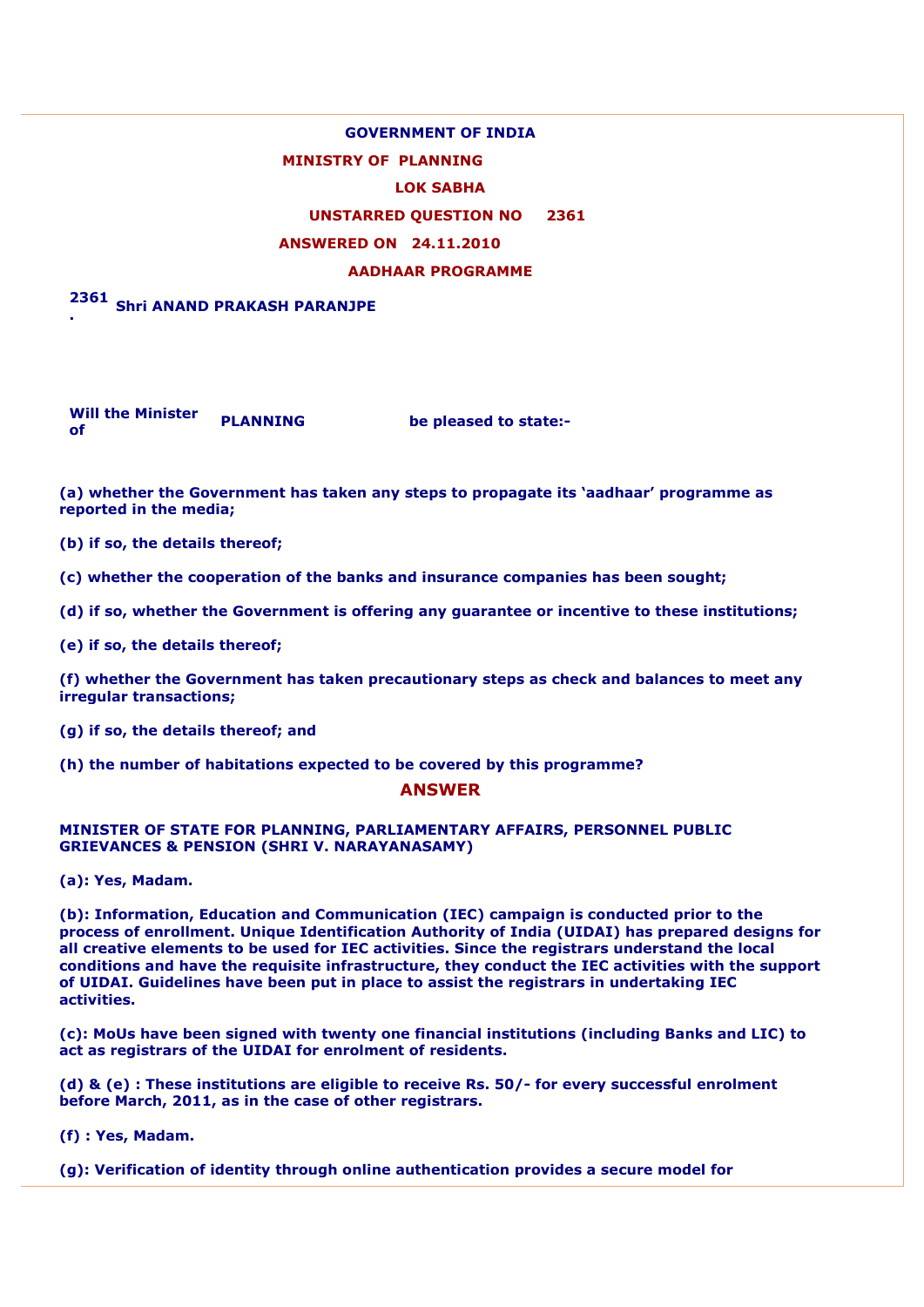**GOVERNMENT OF INDIA**

**MINISTRY OF PLANNING**

**LOK SABHA**

**UNSTARRED QUESTION NO 2361**

**ANSWERED ON 24.11.2010**

**AADHAAR PROGRAMME**

**2361. Shri ANAND PRAKASH PARANJPE**

**Will the Minister of PLANNING be pleased to state:-**

**(a) whether the Government has taken any steps to propagate its 'aadhaar' programme as reported in the media;**

**(b) if so, the details thereof;**

**(c) whether the cooperation of the banks and insurance companies has been sought;**

**(d) if so, whether the Government is offering any guarantee or incentive to these institutions;**

**(e) if so, the details thereof;**

**(f) whether the Government has taken precautionary steps as check and balances to meet any irregular transactions;**

**(g) if so, the details thereof; and**

**(h) the number of habitations expected to be covered by this programme?**

## ANSWER

**MINISTER OF STATE FOR PLANNING, PARLIAMENTARY AFFAIRS, PERSONNEL PUBLIC GRIEVANCES & PENSION (SHRI V. NARAYANASAMY)**

**(a): Yes, Madam.**

**(b): Information, Education and Communication (IEC) campaign is conducted prior to the process of enrollment. Unique Identification Authority of India (UIDAI) has prepared designs for all creative elements to be used for IEC activities. Since the registrars understand the local conditions and have the requisite infrastructure, they conduct the IEC activities with the support of UIDAI. Guidelines have been put in place to assist the registrars in undertaking IEC activities.**

**(c): MoUs have been signed with twenty one financial institutions (including Banks and LIC) to act as registrars of the UIDAI for enrolment of residents.**

**(d) & (e) : These institutions are eligible to receive Rs. 50/- for every successful enrolment before March, 2011, as in the case of other registrars.**

**(f) : Yes, Madam.**

**(g): Verification of identity through online authentication provides a secure model for**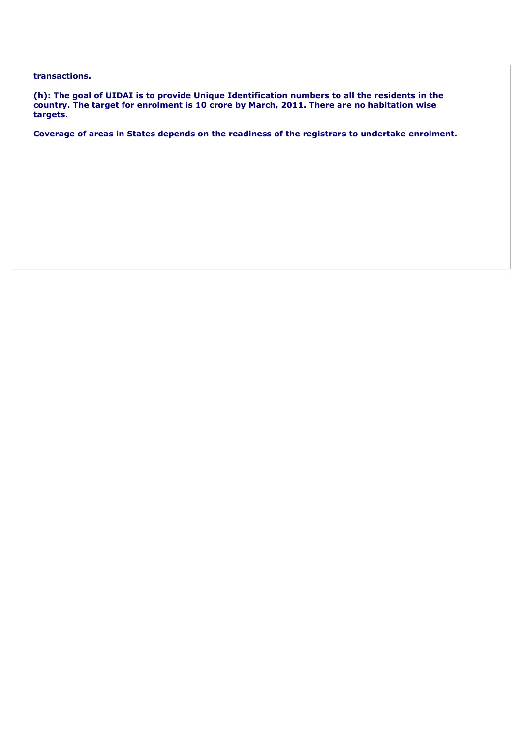**transactions.**

**(h): The goal of UIDAI is to provide Unique Identification numbers to all the residents in the country. The target for enrolment is 10 crore by March, 2011. There are no habitation wise targets.**

**Coverage of areas in States depends on the readiness of the registrars to undertake enrolment.**